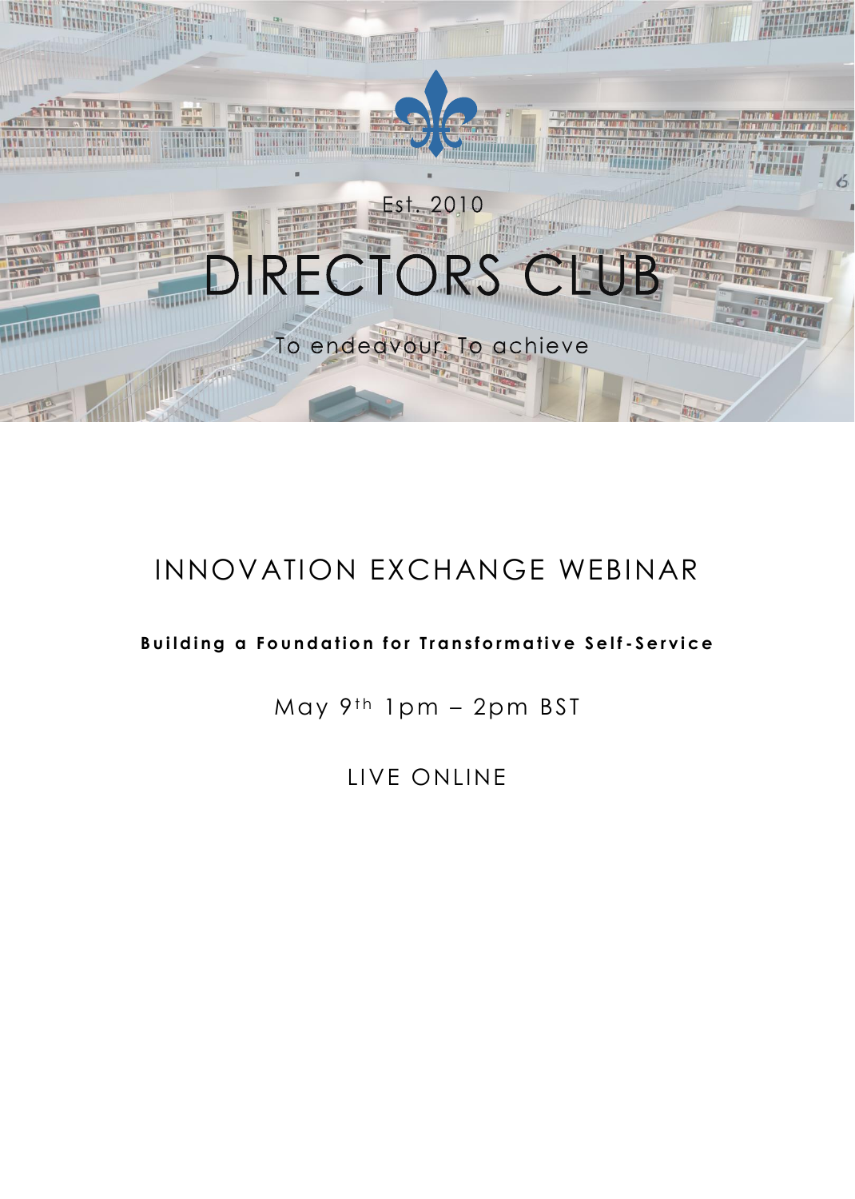Est. 2010

# DIRECTORS CLUB

To endeavour. To achieve

## INNOVATION EXCHANGE WEBINAR

**Building a Foundation for Transformative Self-Service**

May 9th 1pm – 2pm BST

LIVE ONLINE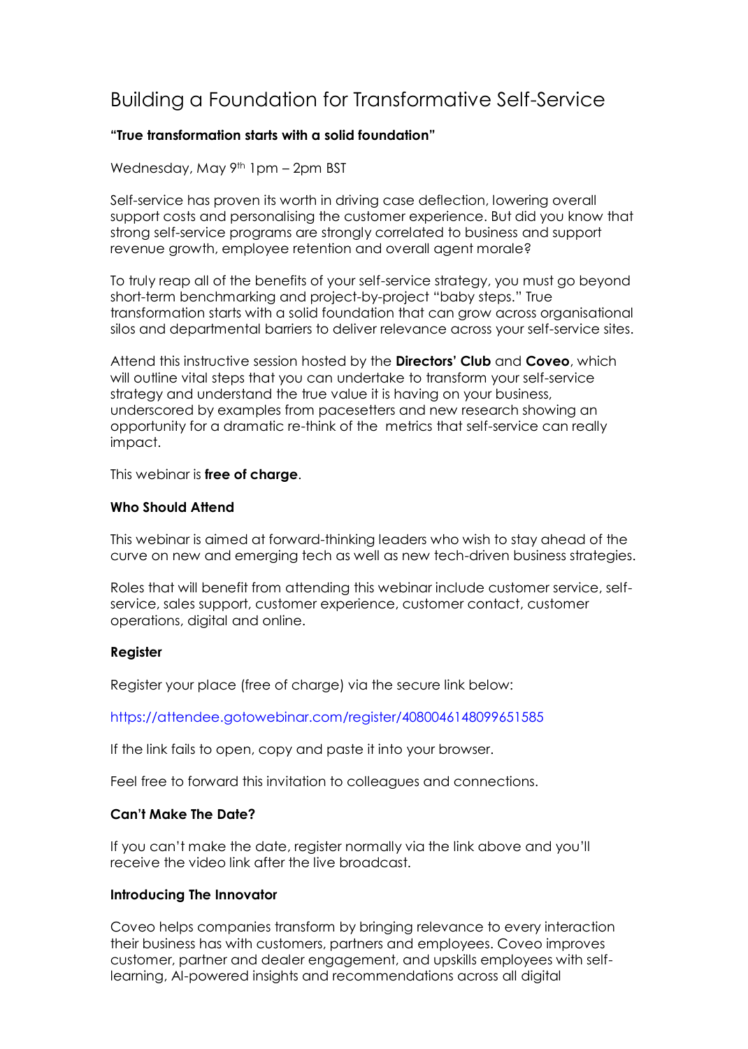# Building a Foundation for Transformative Self-Service

**"True transformation starts with a solid foundation"**

Wednesday, May 9th 1pm – 2pm BST

Self-service has proven its worth in driving case deflection, lowering overall support costs and personalising the customer experience. But did you know that strong self-service programs are strongly correlated to business and support revenue growth, employee retention and overall agent morale?

To truly reap all of the benefits of your self-service strategy, you must go beyond short-term benchmarking and project-by-project "baby steps." True transformation starts with a solid foundation that can grow across organisational silos and departmental barriers to deliver relevance across your self-service sites.

Attend this instructive session hosted by the **Directors' Club** and **Coveo**, which will outline vital steps that you can undertake to transform your self-service strategy and understand the true value it is having on your business, underscored by examples from pacesetters and new research showing an opportunity for a dramatic re-think of the metrics that self-service can really impact.

This webinar is **free of charge**.

**Who Should Attend**

This webinar is aimed at forward-thinking leaders who wish to stay ahead of the curve on new and emerging tech as well as new tech-driven business strategies.

Roles that will benefit from attending this webinar include customer service, self-service, sales support, customer experience, customer contact, customer operations, digital and online.

**Register**

Register your place (free of charge) via the secure link below:

https://attendee.gotowebinar.com/register/4080046148099651585

If the link fails to open, copy and paste it into your browser.

Feel free to forward this invitation to colleagues and connections.

**Can't Make The Date?**

If you can't make the date, register normally via the link above and you'll receive the video link after the live broadcast.

**Introducing The Innovator**

Coveo helps companies transform by bringing relevance to every interaction their business has with customers, partners and employees. Coveo improves customer, partner and dealer engagement, and upskills employees with self-learning, AI-powered insights and recommendations across all digital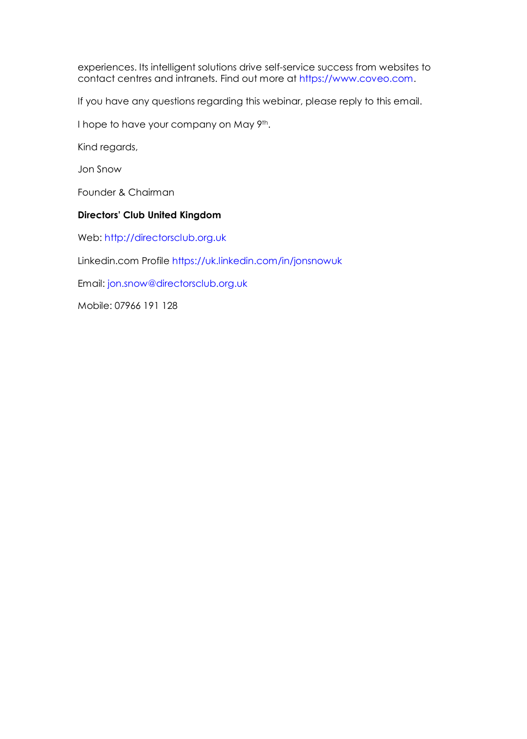experiences. Its intelligent solutions drive self-service success from websites to contact centres and intranets. Find out more at https://www.coveo.com.

If you have any questions regarding this webinar, please reply to this email.

I hope to have your company on May 9th.

Kind regards,

Jon Snow

Founder & Chairman

**Directors' Club United Kingdom**

Web: http://directorsclub.org.uk

Linkedin.com Profile https://uk.linkedin.com/in/jonsnowuk

Email: jon.snow@directorsclub.org.uk

Mobile: 07966 191 128